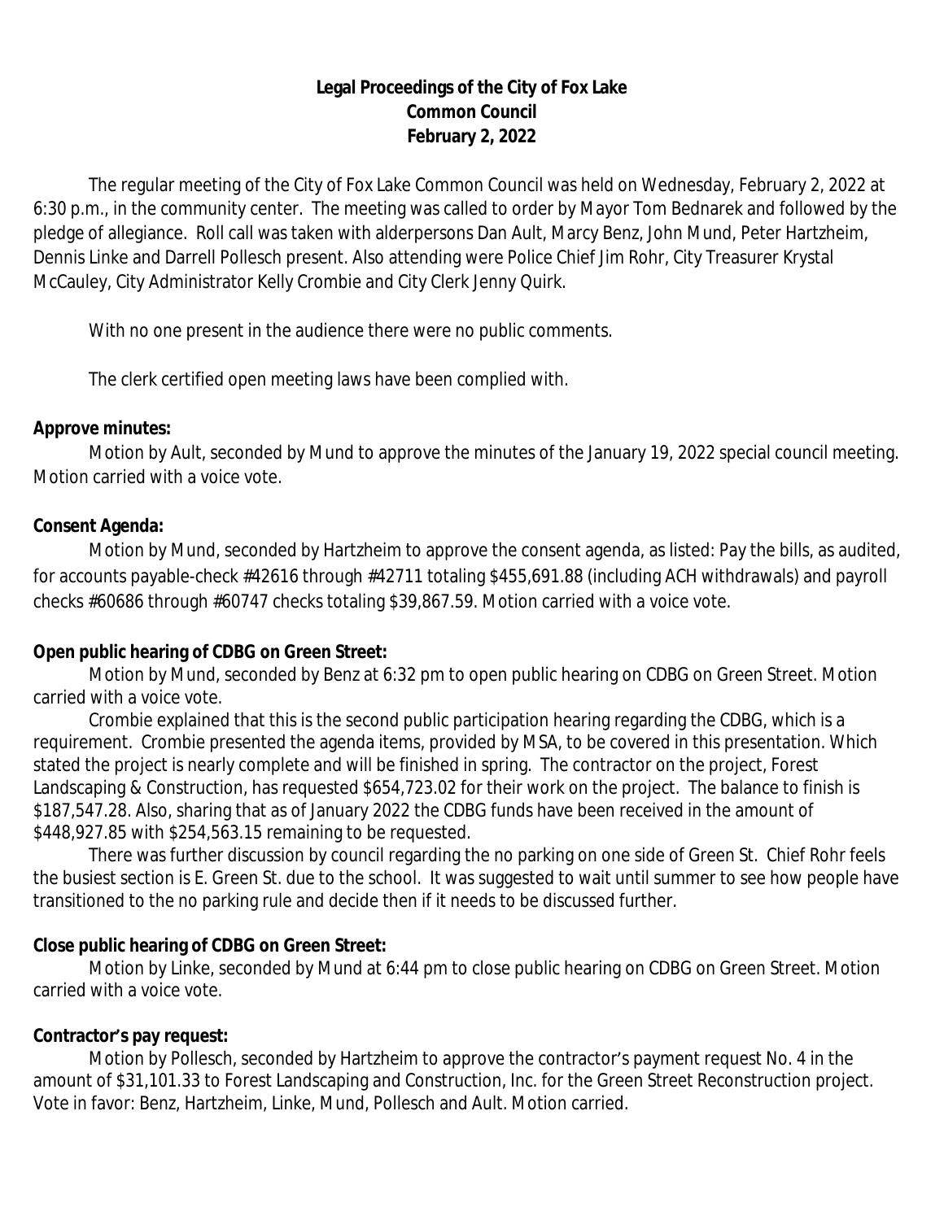**Legal Proceedings of the City of Fox Lake**
**Common Council**
**February 2, 2022**

The regular meeting of the City of Fox Lake Common Council was held on Wednesday, February 2, 2022 at 6:30 p.m., in the community center. The meeting was called to order by Mayor Tom Bednarek and followed by the pledge of allegiance. Roll call was taken with alderpersons Dan Ault, Marcy Benz, John Mund, Peter Hartzheim, Dennis Linke and Darrell Pollesch present. Also attending were Police Chief Jim Rohr, City Treasurer Krystal McCauley, City Administrator Kelly Crombie and City Clerk Jenny Quirk.

With no one present in the audience there were no public comments.

The clerk certified open meeting laws have been complied with.

**Approve minutes:**

Motion by Ault, seconded by Mund to approve the minutes of the January 19, 2022 special council meeting. Motion carried with a voice vote.

**Consent Agenda:**

Motion by Mund, seconded by Hartzheim to approve the consent agenda, as listed: Pay the bills, as audited, for accounts payable-check #42616 through #42711 totaling $455,691.88 (including ACH withdrawals) and payroll checks #60686 through #60747 checks totaling $39,867.59. Motion carried with a voice vote.

**Open public hearing of CDBG on Green Street:**

Motion by Mund, seconded by Benz at 6:32 pm to open public hearing on CDBG on Green Street. Motion carried with a voice vote.

Crombie explained that this is the second public participation hearing regarding the CDBG, which is a requirement. Crombie presented the agenda items, provided by MSA, to be covered in this presentation. Which stated the project is nearly complete and will be finished in spring. The contractor on the project, Forest Landscaping & Construction, has requested $654,723.02 for their work on the project. The balance to finish is $187,547.28. Also, sharing that as of January 2022 the CDBG funds have been received in the amount of $448,927.85 with $254,563.15 remaining to be requested.

There was further discussion by council regarding the no parking on one side of Green St. Chief Rohr feels the busiest section is E. Green St. due to the school. It was suggested to wait until summer to see how people have transitioned to the no parking rule and decide then if it needs to be discussed further.

**Close public hearing of CDBG on Green Street:**

Motion by Linke, seconded by Mund at 6:44 pm to close public hearing on CDBG on Green Street. Motion carried with a voice vote.

**Contractor's pay request:**

Motion by Pollesch, seconded by Hartzheim to approve the contractor's payment request No. 4 in the amount of $31,101.33 to Forest Landscaping and Construction, Inc. for the Green Street Reconstruction project. Vote in favor: Benz, Hartzheim, Linke, Mund, Pollesch and Ault. Motion carried.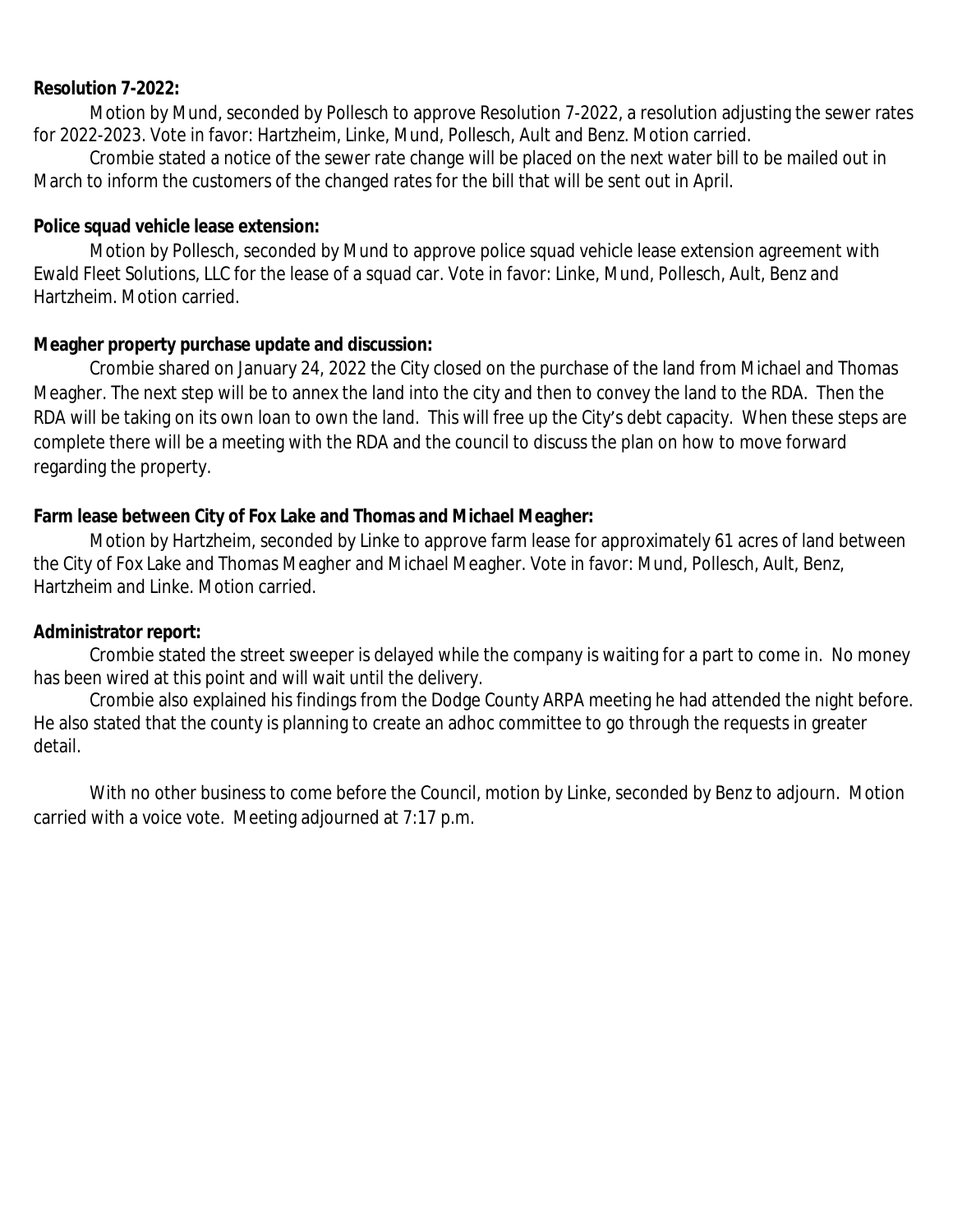**Resolution 7-2022:**

Motion by Mund, seconded by Pollesch to approve Resolution 7-2022, a resolution adjusting the sewer rates for 2022-2023. Vote in favor: Hartzheim, Linke, Mund, Pollesch, Ault and Benz. Motion carried.

Crombie stated a notice of the sewer rate change will be placed on the next water bill to be mailed out in March to inform the customers of the changed rates for the bill that will be sent out in April.

**Police squad vehicle lease extension:**

Motion by Pollesch, seconded by Mund to approve police squad vehicle lease extension agreement with Ewald Fleet Solutions, LLC for the lease of a squad car. Vote in favor: Linke, Mund, Pollesch, Ault, Benz and Hartzheim. Motion carried.

**Meagher property purchase update and discussion:**

Crombie shared on January 24, 2022 the City closed on the purchase of the land from Michael and Thomas Meagher. The next step will be to annex the land into the city and then to convey the land to the RDA. Then the RDA will be taking on its own loan to own the land. This will free up the City's debt capacity. When these steps are complete there will be a meeting with the RDA and the council to discuss the plan on how to move forward regarding the property.

**Farm lease between City of Fox Lake and Thomas and Michael Meagher:**

Motion by Hartzheim, seconded by Linke to approve farm lease for approximately 61 acres of land between the City of Fox Lake and Thomas Meagher and Michael Meagher. Vote in favor: Mund, Pollesch, Ault, Benz, Hartzheim and Linke. Motion carried.

**Administrator report:**

Crombie stated the street sweeper is delayed while the company is waiting for a part to come in. No money has been wired at this point and will wait until the delivery.

Crombie also explained his findings from the Dodge County ARPA meeting he had attended the night before. He also stated that the county is planning to create an adhoc committee to go through the requests in greater detail.

With no other business to come before the Council, motion by Linke, seconded by Benz to adjourn. Motion carried with a voice vote. Meeting adjourned at 7:17 p.m.